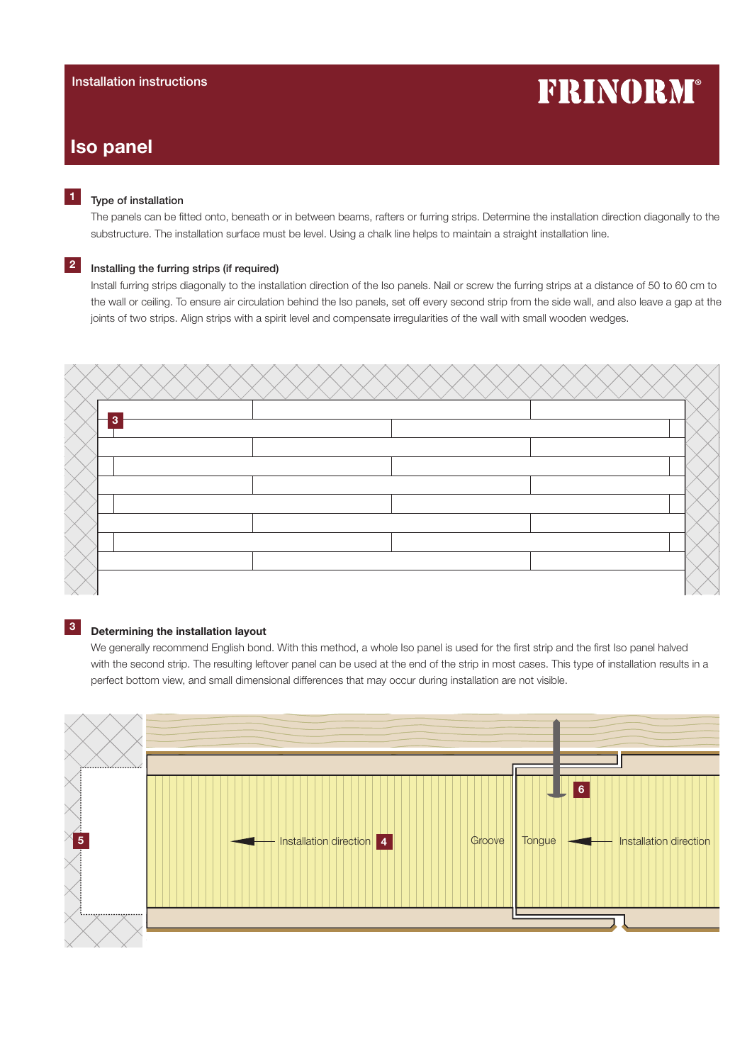Installation instructions

FRINORM®

# Iso panel

**1** Type of installation

The panels can be fitted onto, beneath or in between beams, rafters or furring strips. Determine the installation direction diagonally to the substructure. The installation surface must be level. Using a chalk line helps to maintain a straight installation line.

**2** Installing the furring strips (if required)

Install furring strips diagonally to the installation direction of the Iso panels. Nail or screw the furring strips at a distance of 50 to 60 cm to the wall or ceiling. To ensure air circulation behind the Iso panels, set off every second strip from the side wall, and also leave a gap at the joints of two strips. Align strips with a spirit level and compensate irregularities of the wall with small wooden wedges.

3

**3** Determining the installation layout

We generally recommend English bond. With this method, a whole Iso panel is used for the first strip and the first Iso panel halved with the second strip. The resulting leftover panel can be used at the end of the strip in most cases. This type of installation results in a perfect bottom view, and small dimensional differences that may occur during installation are not visible.

5

Installation direction 4

Groove

Tongue

6

Installation direction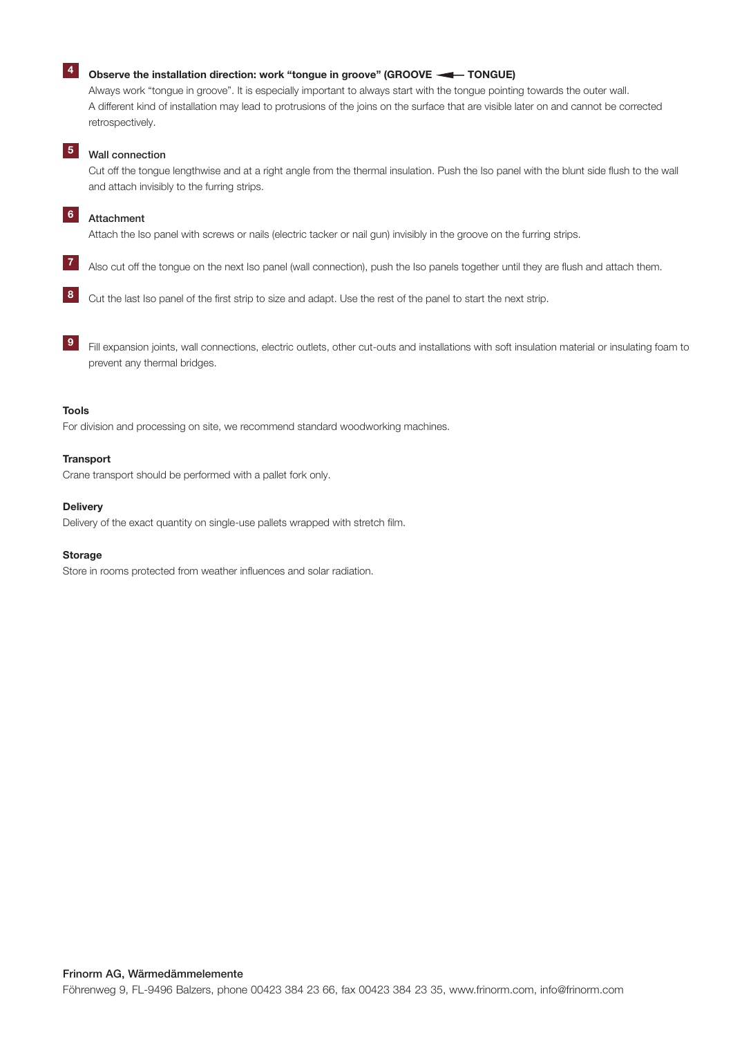**4** **Observe the installation direction: work “tongue in groove” (GROOVE ◄— TONGUE)**

Always work “tongue in groove”. It is especially important to always start with the tongue pointing towards the outer wall.
A different kind of installation may lead to protrusions of the joins on the surface that are visible later on and cannot be corrected retrospectively.

**5** Wall connection

Cut off the tongue lengthwise and at a right angle from the thermal insulation. Push the Iso panel with the blunt side flush to the wall and attach invisibly to the furring strips.

**6** Attachment

Attach the Iso panel with screws or nails (electric tacker or nail gun) invisibly in the groove on the furring strips.

**7** Also cut off the tongue on the next Iso panel (wall connection), push the Iso panels together until they are flush and attach them.

**8** Cut the last Iso panel of the first strip to size and adapt. Use the rest of the panel to start the next strip.

**9** Fill expansion joints, wall connections, electric outlets, other cut-outs and installations with soft insulation material or insulating foam to prevent any thermal bridges.

**Tools**

For division and processing on site, we recommend standard woodworking machines.

**Transport**

Crane transport should be performed with a pallet fork only.

**Delivery**

Delivery of the exact quantity on single-use pallets wrapped with stretch film.

**Storage**

Store in rooms protected from weather influences and solar radiation.

**Frinorm AG, Wärmedämmelemente**

Föhrenweg 9, FL-9496 Balzers, phone 00423 384 23 66, fax 00423 384 23 35, www.frinorm.com, info@frinorm.com